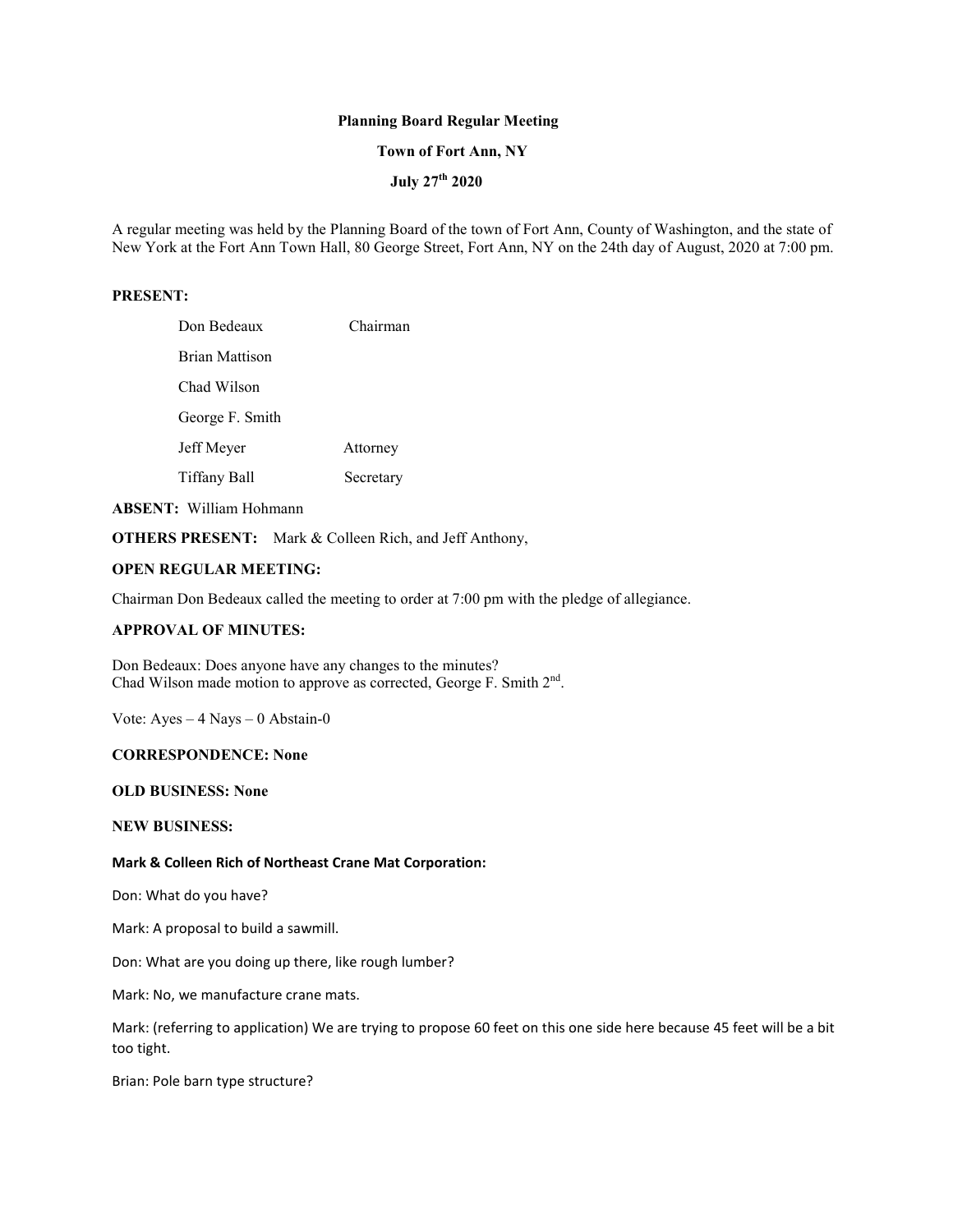**Planning Board Regular Meeting**

**Town of Fort Ann, NY**

**July 27th 2020**

A regular meeting was held by the Planning Board of the town of Fort Ann, County of Washington, and the state of New York at the Fort Ann Town Hall, 80 George Street, Fort Ann, NY on the 24th day of August, 2020 at 7:00 pm.

**PRESENT:**

| | |
|---|---|
| Don Bedeaux | Chairman |
| Brian Mattison | |
| Chad Wilson | |
| George F. Smith | |
| Jeff Meyer | Attorney |
| Tiffany Ball | Secretary |

**ABSENT:** William Hohmann

**OTHERS PRESENT:** Mark & Colleen Rich, and Jeff Anthony,

**OPEN REGULAR MEETING:**

Chairman Don Bedeaux called the meeting to order at 7:00 pm with the pledge of allegiance.

**APPROVAL OF MINUTES:**

Don Bedeaux: Does anyone have any changes to the minutes?
Chad Wilson made motion to approve as corrected, George F. Smith 2nd.

Vote: Ayes – 4 Nays – 0 Abstain-0

**CORRESPONDENCE: None**

**OLD BUSINESS: None**

**NEW BUSINESS:**

**Mark & Colleen Rich of Northeast Crane Mat Corporation:**

Don: What do you have?

Mark: A proposal to build a sawmill.

Don: What are you doing up there, like rough lumber?

Mark: No, we manufacture crane mats.

Mark: (referring to application) We are trying to propose 60 feet on this one side here because 45 feet will be a bit too tight.

Brian: Pole barn type structure?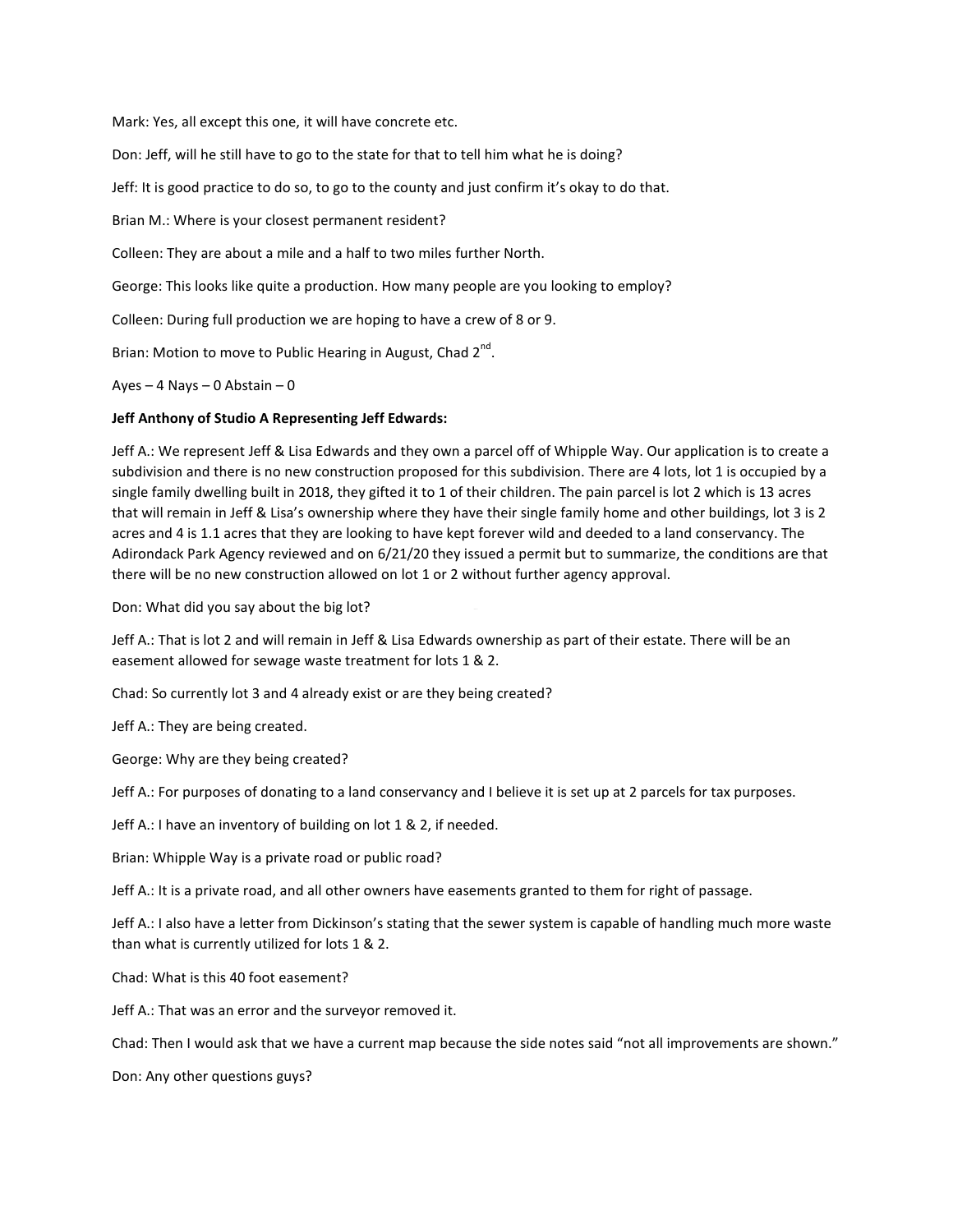Mark: Yes, all except this one, it will have concrete etc.

Don: Jeff, will he still have to go to the state for that to tell him what he is doing?

Jeff: It is good practice to do so, to go to the county and just confirm it's okay to do that.

Brian M.: Where is your closest permanent resident?

Colleen: They are about a mile and a half to two miles further North.

George: This looks like quite a production. How many people are you looking to employ?

Colleen: During full production we are hoping to have a crew of 8 or 9.

Brian: Motion to move to Public Hearing in August, Chad 2nd.

Ayes – 4 Nays – 0 Abstain – 0

**Jeff Anthony of Studio A Representing Jeff Edwards:**

Jeff A.: We represent Jeff & Lisa Edwards and they own a parcel off of Whipple Way. Our application is to create a subdivision and there is no new construction proposed for this subdivision. There are 4 lots, lot 1 is occupied by a single family dwelling built in 2018, they gifted it to 1 of their children. The pain parcel is lot 2 which is 13 acres that will remain in Jeff & Lisa's ownership where they have their single family home and other buildings, lot 3 is 2 acres and 4 is 1.1 acres that they are looking to have kept forever wild and deeded to a land conservancy. The Adirondack Park Agency reviewed and on 6/21/20 they issued a permit but to summarize, the conditions are that there will be no new construction allowed on lot 1 or 2 without further agency approval.

Don: What did you say about the big lot?

Jeff A.: That is lot 2 and will remain in Jeff & Lisa Edwards ownership as part of their estate. There will be an easement allowed for sewage waste treatment for lots 1 & 2.

Chad: So currently lot 3 and 4 already exist or are they being created?

Jeff A.: They are being created.

George: Why are they being created?

Jeff A.: For purposes of donating to a land conservancy and I believe it is set up at 2 parcels for tax purposes.

Jeff A.: I have an inventory of building on lot 1 & 2, if needed.

Brian: Whipple Way is a private road or public road?

Jeff A.: It is a private road, and all other owners have easements granted to them for right of passage.

Jeff A.: I also have a letter from Dickinson's stating that the sewer system is capable of handling much more waste than what is currently utilized for lots 1 & 2.

Chad: What is this 40 foot easement?

Jeff A.: That was an error and the surveyor removed it.

Chad: Then I would ask that we have a current map because the side notes said "not all improvements are shown."

Don: Any other questions guys?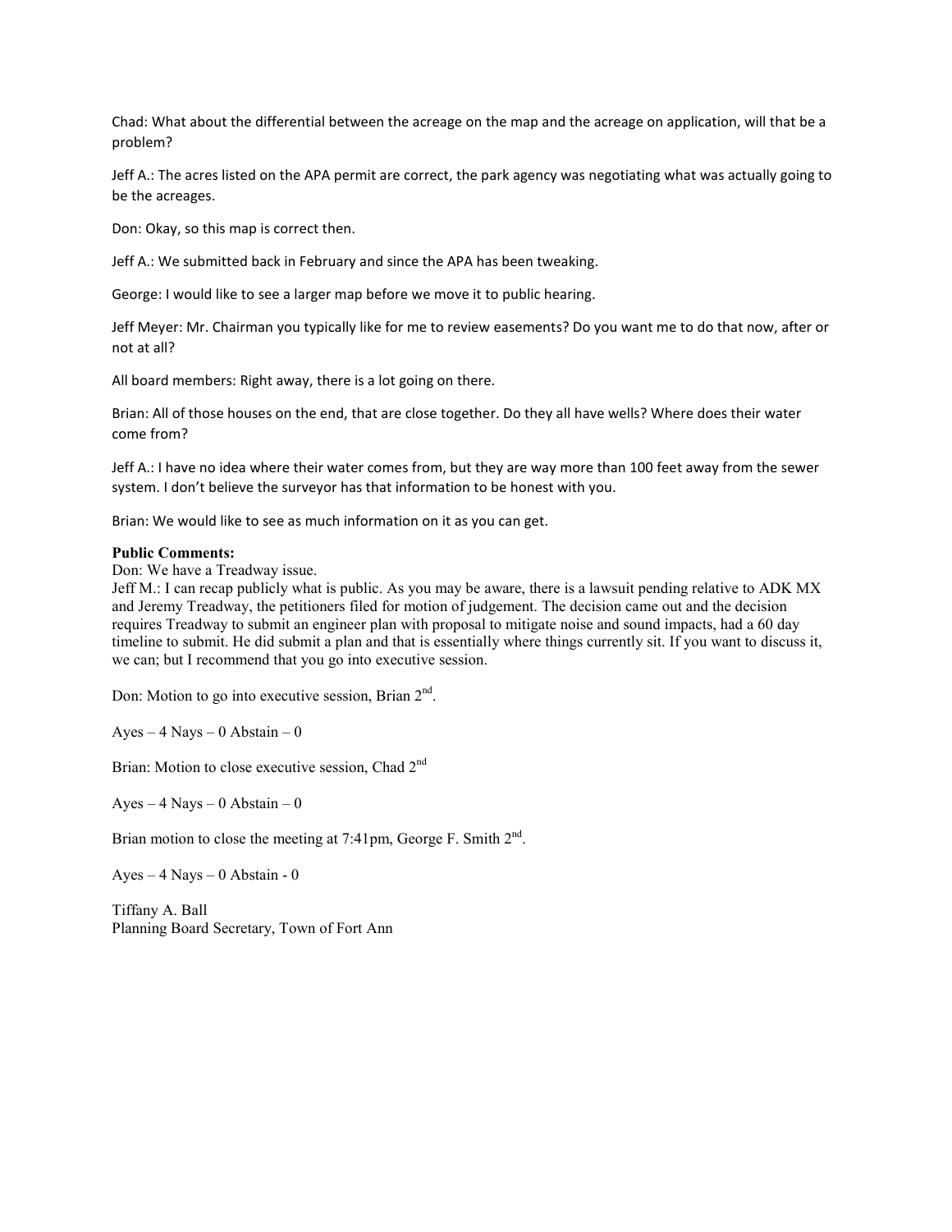Chad: What about the differential between the acreage on the map and the acreage on application, will that be a problem?

Jeff A.: The acres listed on the APA permit are correct, the park agency was negotiating what was actually going to be the acreages.

Don: Okay, so this map is correct then.

Jeff A.: We submitted back in February and since the APA has been tweaking.

George: I would like to see a larger map before we move it to public hearing.

Jeff Meyer: Mr. Chairman you typically like for me to review easements? Do you want me to do that now, after or not at all?

All board members: Right away, there is a lot going on there.

Brian: All of those houses on the end, that are close together. Do they all have wells? Where does their water come from?

Jeff A.: I have no idea where their water comes from, but they are way more than 100 feet away from the sewer system. I don't believe the surveyor has that information to be honest with you.

Brian: We would like to see as much information on it as you can get.

**Public Comments:**

Don: We have a Treadway issue.

Jeff M.: I can recap publicly what is public. As you may be aware, there is a lawsuit pending relative to ADK MX and Jeremy Treadway, the petitioners filed for motion of judgement. The decision came out and the decision requires Treadway to submit an engineer plan with proposal to mitigate noise and sound impacts, had a 60 day timeline to submit. He did submit a plan and that is essentially where things currently sit. If you want to discuss it, we can; but I recommend that you go into executive session.

Don: Motion to go into executive session, Brian 2nd.

Ayes – 4 Nays – 0 Abstain – 0

Brian: Motion to close executive session, Chad 2nd

Ayes – 4 Nays – 0 Abstain – 0

Brian motion to close the meeting at 7:41pm, George F. Smith 2nd.

Ayes – 4 Nays – 0 Abstain - 0

Tiffany A. Ball
Planning Board Secretary, Town of Fort Ann